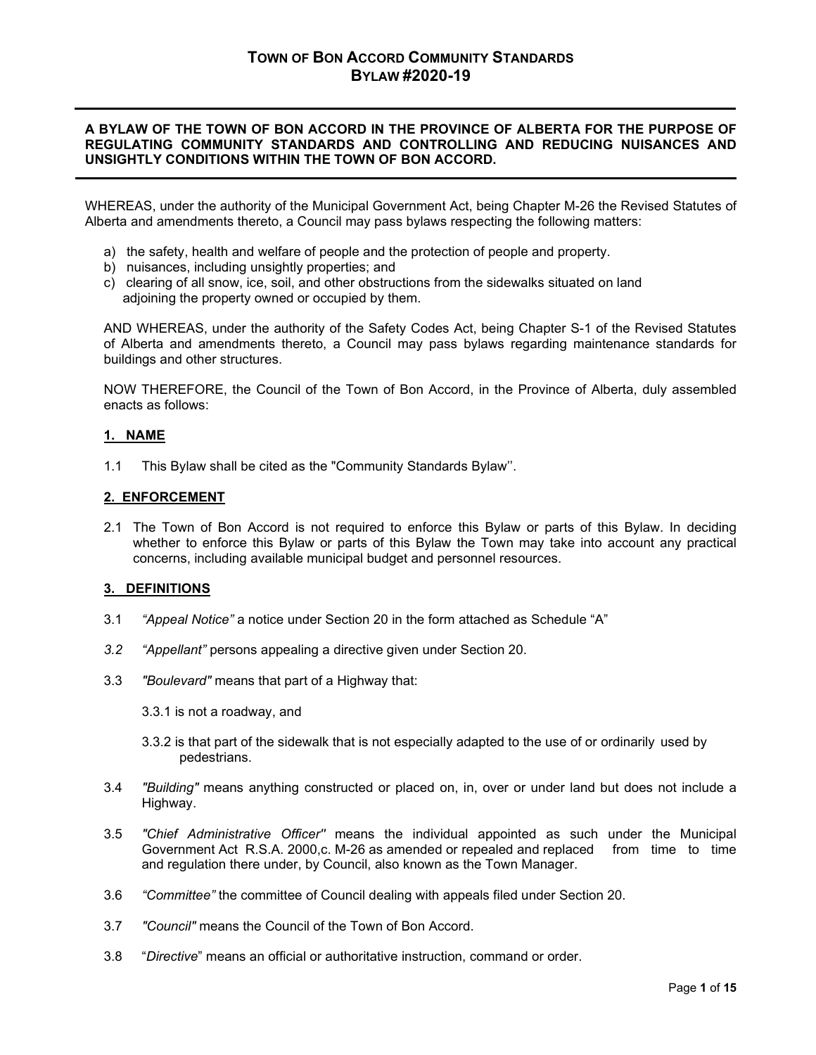# TOWN OF BON ACCORD COMMUNITY STANDARDS BYLAW #2020-19

**A BYLAW OF THE TOWN OF BON ACCORD IN THE PROVINCE OF ALBERTA FOR THE PURPOSE OF REGULATING COMMUNITY STANDARDS AND CONTROLLING AND REDUCING NUISANCES AND UNSIGHTLY CONDITIONS WITHIN THE TOWN OF BON ACCORD.**

WHEREAS, under the authority of the Municipal Government Act, being Chapter M-26 the Revised Statutes of Alberta and amendments thereto, a Council may pass bylaws respecting the following matters:

a) the safety, health and welfare of people and the protection of people and property.
b) nuisances, including unsightly properties; and
c) clearing of all snow, ice, soil, and other obstructions from the sidewalks situated on land adjoining the property owned or occupied by them.

AND WHEREAS, under the authority of the Safety Codes Act, being Chapter S-1 of the Revised Statutes of Alberta and amendments thereto, a Council may pass bylaws regarding maintenance standards for buildings and other structures.

NOW THEREFORE, the Council of the Town of Bon Accord, in the Province of Alberta, duly assembled enacts as follows:

## 1. NAME

1.1 This Bylaw shall be cited as the "Community Standards Bylaw''.

## 2. ENFORCEMENT

2.1 The Town of Bon Accord is not required to enforce this Bylaw or parts of this Bylaw. In deciding whether to enforce this Bylaw or parts of this Bylaw the Town may take into account any practical concerns, including available municipal budget and personnel resources.

## 3. DEFINITIONS

3.1 *"Appeal Notice"* a notice under Section 20 in the form attached as Schedule "A"

*3.2* *"Appellant"* persons appealing a directive given under Section 20.

3.3 *"Boulevard"* means that part of a Highway that:

3.3.1 is not a roadway, and

3.3.2 is that part of the sidewalk that is not especially adapted to the use of or ordinarily used by pedestrians.

3.4 *"Building"* means anything constructed or placed on, in, over or under land but does not include a Highway.

3.5 *"Chief Administrative Officer''* means the individual appointed as such under the Municipal Government Act R.S.A. 2000,c. M-26 as amended or repealed and replaced from time to time and regulation there under, by Council, also known as the Town Manager.

3.6 *"Committee"* the committee of Council dealing with appeals filed under Section 20.

3.7 *"Council"* means the Council of the Town of Bon Accord.

3.8 "*Directive*" means an official or authoritative instruction, command or order.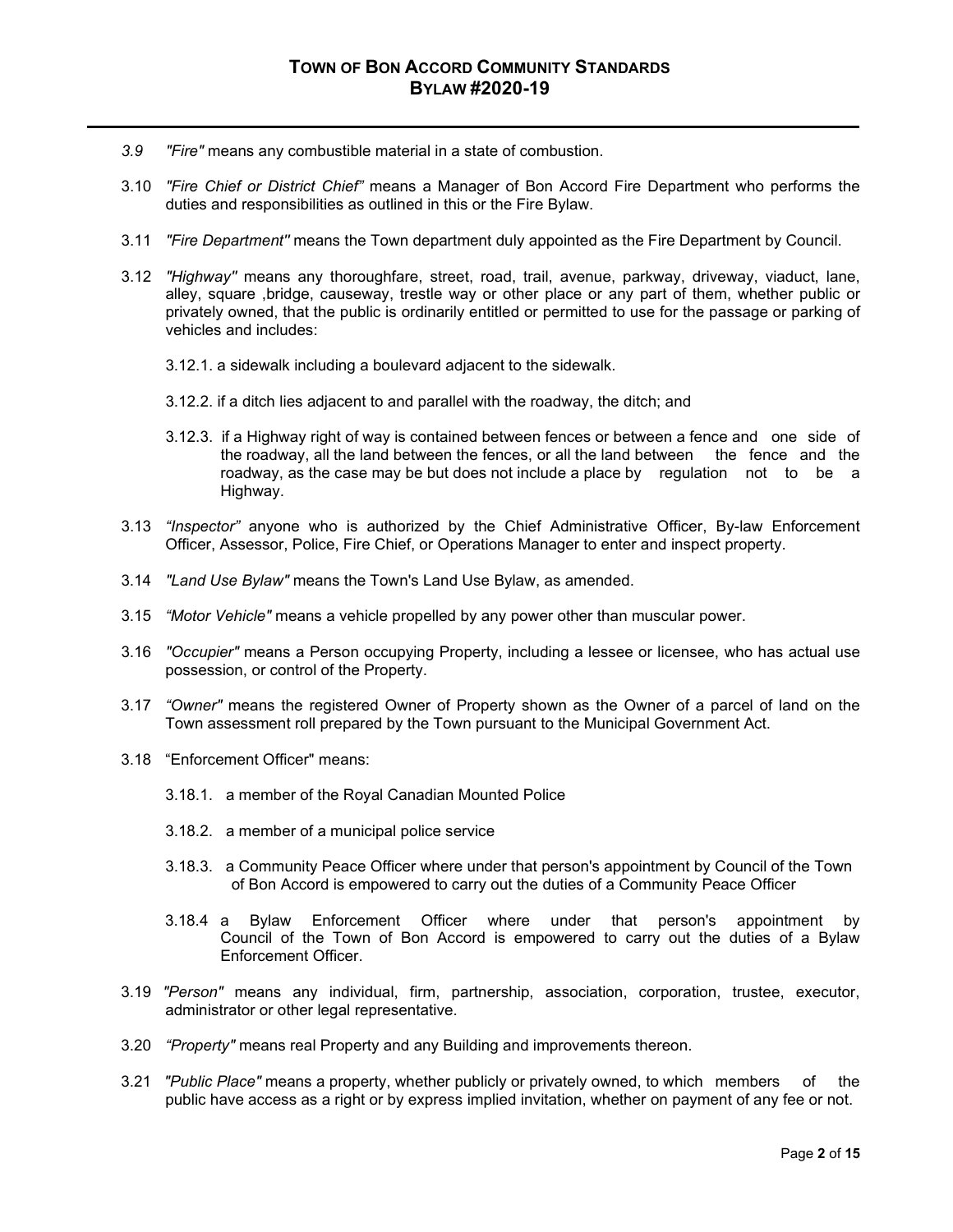*3.9* *"Fire"* means any combustible material in a state of combustion.

3.10 *"Fire Chief or District Chief"* means a Manager of Bon Accord Fire Department who performs the duties and responsibilities as outlined in this or the Fire Bylaw.

3.11 *"Fire Department"* means the Town department duly appointed as the Fire Department by Council.

3.12 *"Highway"* means any thoroughfare, street, road, trail, avenue, parkway, driveway, viaduct, lane, alley, square ,bridge, causeway, trestle way or other place or any part of them, whether public or privately owned, that the public is ordinarily entitled or permitted to use for the passage or parking of vehicles and includes:

3.12.1. a sidewalk including a boulevard adjacent to the sidewalk.

3.12.2. if a ditch lies adjacent to and parallel with the roadway, the ditch; and

3.12.3. if a Highway right of way is contained between fences or between a fence and one side of the roadway, all the land between the fences, or all the land between the fence and the roadway, as the case may be but does not include a place by regulation not to be a Highway.

3.13 *"Inspector"* anyone who is authorized by the Chief Administrative Officer, By-law Enforcement Officer, Assessor, Police, Fire Chief, or Operations Manager to enter and inspect property.

3.14 *"Land Use Bylaw"* means the Town's Land Use Bylaw, as amended.

3.15 *"Motor Vehicle"* means a vehicle propelled by any power other than muscular power.

3.16 *"Occupier"* means a Person occupying Property, including a lessee or licensee, who has actual use possession, or control of the Property.

3.17 *"Owner"* means the registered Owner of Property shown as the Owner of a parcel of land on the Town assessment roll prepared by the Town pursuant to the Municipal Government Act.

3.18 "Enforcement Officer" means:

3.18.1. a member of the Royal Canadian Mounted Police

3.18.2. a member of a municipal police service

3.18.3. a Community Peace Officer where under that person's appointment by Council of the Town of Bon Accord is empowered to carry out the duties of a Community Peace Officer

3.18.4 a Bylaw Enforcement Officer where under that person's appointment by Council of the Town of Bon Accord is empowered to carry out the duties of a Bylaw Enforcement Officer.

3.19 *"Person"* means any individual, firm, partnership, association, corporation, trustee, executor, administrator or other legal representative.

3.20 *"Property"* means real Property and any Building and improvements thereon.

3.21 *"Public Place"* means a property, whether publicly or privately owned, to which members of the public have access as a right or by express implied invitation, whether on payment of any fee or not.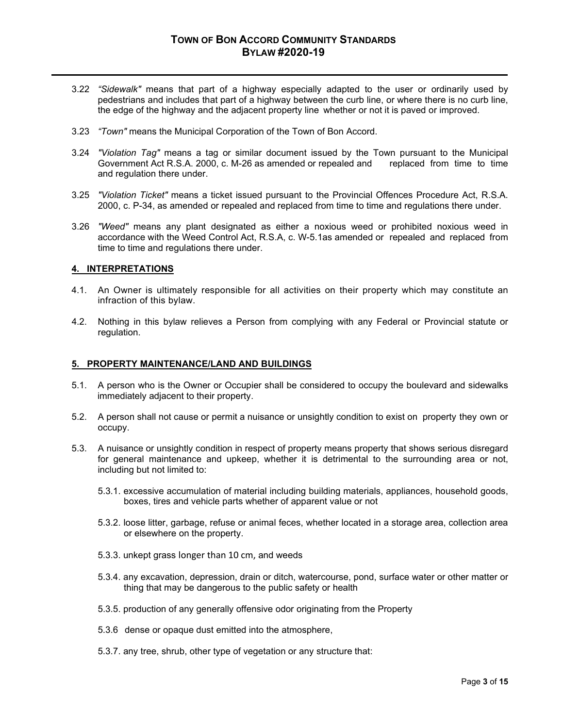3.22 *"Sidewalk"* means that part of a highway especially adapted to the user or ordinarily used by pedestrians and includes that part of a highway between the curb line, or where there is no curb line, the edge of the highway and the adjacent property line whether or not it is paved or improved.

3.23 *"Town"* means the Municipal Corporation of the Town of Bon Accord.

3.24 *"Violation Tag"* means a tag or similar document issued by the Town pursuant to the Municipal Government Act R.S.A. 2000, c. M-26 as amended or repealed and replaced from time to time and regulation there under.

3.25 *"Violation Ticket"* means a ticket issued pursuant to the Provincial Offences Procedure Act, R.S.A. 2000, c. P-34, as amended or repealed and replaced from time to time and regulations there under.

3.26 *"Weed"* means any plant designated as either a noxious weed or prohibited noxious weed in accordance with the Weed Control Act, R.S.A, c. W-5.1as amended or repealed and replaced from time to time and regulations there under.

## 4. INTERPRETATIONS

4.1. An Owner is ultimately responsible for all activities on their property which may constitute an infraction of this bylaw.

4.2. Nothing in this bylaw relieves a Person from complying with any Federal or Provincial statute or regulation.

## 5. PROPERTY MAINTENANCE/LAND AND BUILDINGS

5.1. A person who is the Owner or Occupier shall be considered to occupy the boulevard and sidewalks immediately adjacent to their property.

5.2. A person shall not cause or permit a nuisance or unsightly condition to exist on property they own or occupy.

5.3. A nuisance or unsightly condition in respect of property means property that shows serious disregard for general maintenance and upkeep, whether it is detrimental to the surrounding area or not, including but not limited to:

5.3.1. excessive accumulation of material including building materials, appliances, household goods, boxes, tires and vehicle parts whether of apparent value or not

5.3.2. loose litter, garbage, refuse or animal feces, whether located in a storage area, collection area or elsewhere on the property.

5.3.3. unkept grass longer than 10 cm, and weeds

5.3.4. any excavation, depression, drain or ditch, watercourse, pond, surface water or other matter or thing that may be dangerous to the public safety or health

5.3.5. production of any generally offensive odor originating from the Property

5.3.6 dense or opaque dust emitted into the atmosphere,

5.3.7. any tree, shrub, other type of vegetation or any structure that: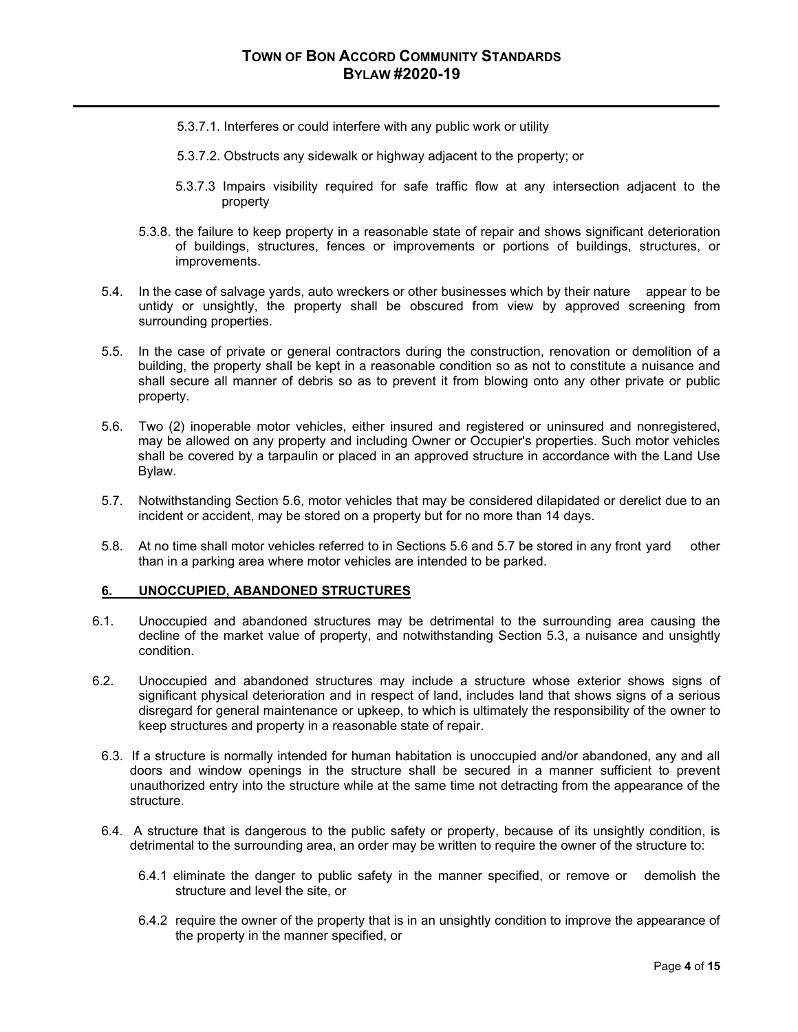5.3.7.1. Interferes or could interfere with any public work or utility

5.3.7.2. Obstructs any sidewalk or highway adjacent to the property; or

5.3.7.3 Impairs visibility required for safe traffic flow at any intersection adjacent to the property

5.3.8. the failure to keep property in a reasonable state of repair and shows significant deterioration of buildings, structures, fences or improvements or portions of buildings, structures, or improvements.

5.4. In the case of salvage yards, auto wreckers or other businesses which by their nature appear to be untidy or unsightly, the property shall be obscured from view by approved screening from surrounding properties.

5.5. In the case of private or general contractors during the construction, renovation or demolition of a building, the property shall be kept in a reasonable condition so as not to constitute a nuisance and shall secure all manner of debris so as to prevent it from blowing onto any other private or public property.

5.6. Two (2) inoperable motor vehicles, either insured and registered or uninsured and nonregistered, may be allowed on any property and including Owner or Occupier's properties. Such motor vehicles shall be covered by a tarpaulin or placed in an approved structure in accordance with the Land Use Bylaw.

5.7. Notwithstanding Section 5.6, motor vehicles that may be considered dilapidated or derelict due to an incident or accident, may be stored on a property but for no more than 14 days.

5.8. At no time shall motor vehicles referred to in Sections 5.6 and 5.7 be stored in any front yard other than in a parking area where motor vehicles are intended to be parked.

## 6. UNOCCUPIED, ABANDONED STRUCTURES

6.1. Unoccupied and abandoned structures may be detrimental to the surrounding area causing the decline of the market value of property, and notwithstanding Section 5.3, a nuisance and unsightly condition.

6.2. Unoccupied and abandoned structures may include a structure whose exterior shows signs of significant physical deterioration and in respect of land, includes land that shows signs of a serious disregard for general maintenance or upkeep, to which is ultimately the responsibility of the owner to keep structures and property in a reasonable state of repair.

6.3. If a structure is normally intended for human habitation is unoccupied and/or abandoned, any and all doors and window openings in the structure shall be secured in a manner sufficient to prevent unauthorized entry into the structure while at the same time not detracting from the appearance of the structure.

6.4. A structure that is dangerous to the public safety or property, because of its unsightly condition, is detrimental to the surrounding area, an order may be written to require the owner of the structure to:

6.4.1 eliminate the danger to public safety in the manner specified, or remove or demolish the structure and level the site, or

6.4.2 require the owner of the property that is in an unsightly condition to improve the appearance of the property in the manner specified, or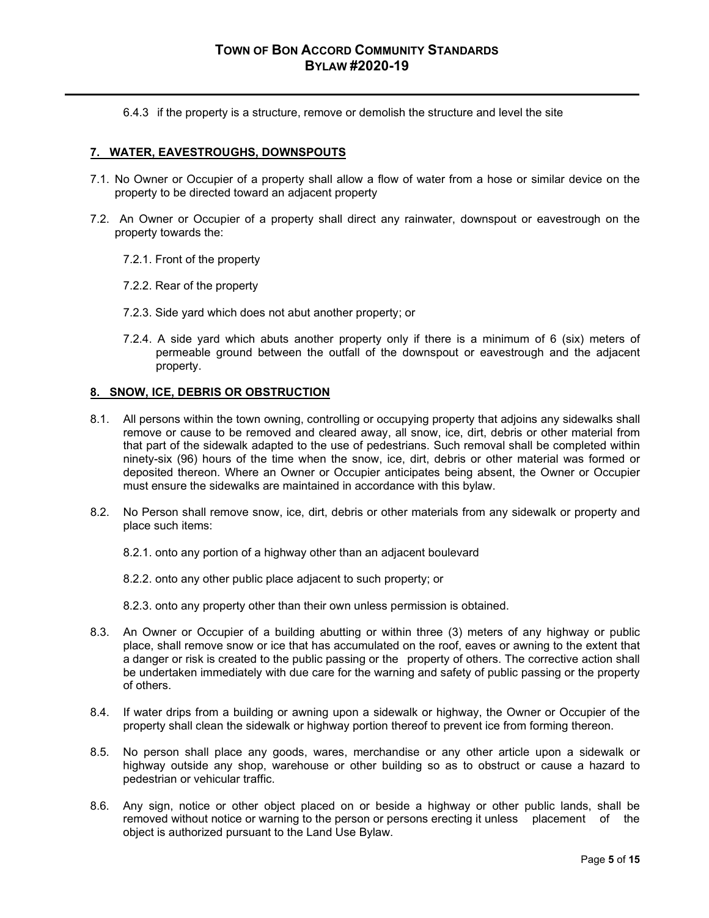6.4.3 if the property is a structure, remove or demolish the structure and level the site

## 7. WATER, EAVESTROUGHS, DOWNSPOUTS

7.1. No Owner or Occupier of a property shall allow a flow of water from a hose or similar device on the property to be directed toward an adjacent property

7.2. An Owner or Occupier of a property shall direct any rainwater, downspout or eavestrough on the property towards the:

7.2.1. Front of the property

7.2.2. Rear of the property

7.2.3. Side yard which does not abut another property; or

7.2.4. A side yard which abuts another property only if there is a minimum of 6 (six) meters of permeable ground between the outfall of the downspout or eavestrough and the adjacent property.

## 8. SNOW, ICE, DEBRIS OR OBSTRUCTION

8.1. All persons within the town owning, controlling or occupying property that adjoins any sidewalks shall remove or cause to be removed and cleared away, all snow, ice, dirt, debris or other material from that part of the sidewalk adapted to the use of pedestrians. Such removal shall be completed within ninety-six (96) hours of the time when the snow, ice, dirt, debris or other material was formed or deposited thereon. Where an Owner or Occupier anticipates being absent, the Owner or Occupier must ensure the sidewalks are maintained in accordance with this bylaw.

8.2. No Person shall remove snow, ice, dirt, debris or other materials from any sidewalk or property and place such items:

8.2.1. onto any portion of a highway other than an adjacent boulevard

8.2.2. onto any other public place adjacent to such property; or

8.2.3. onto any property other than their own unless permission is obtained.

8.3. An Owner or Occupier of a building abutting or within three (3) meters of any highway or public place, shall remove snow or ice that has accumulated on the roof, eaves or awning to the extent that a danger or risk is created to the public passing or the property of others. The corrective action shall be undertaken immediately with due care for the warning and safety of public passing or the property of others.

8.4. If water drips from a building or awning upon a sidewalk or highway, the Owner or Occupier of the property shall clean the sidewalk or highway portion thereof to prevent ice from forming thereon.

8.5. No person shall place any goods, wares, merchandise or any other article upon a sidewalk or highway outside any shop, warehouse or other building so as to obstruct or cause a hazard to pedestrian or vehicular traffic.

8.6. Any sign, notice or other object placed on or beside a highway or other public lands, shall be removed without notice or warning to the person or persons erecting it unless placement of the object is authorized pursuant to the Land Use Bylaw.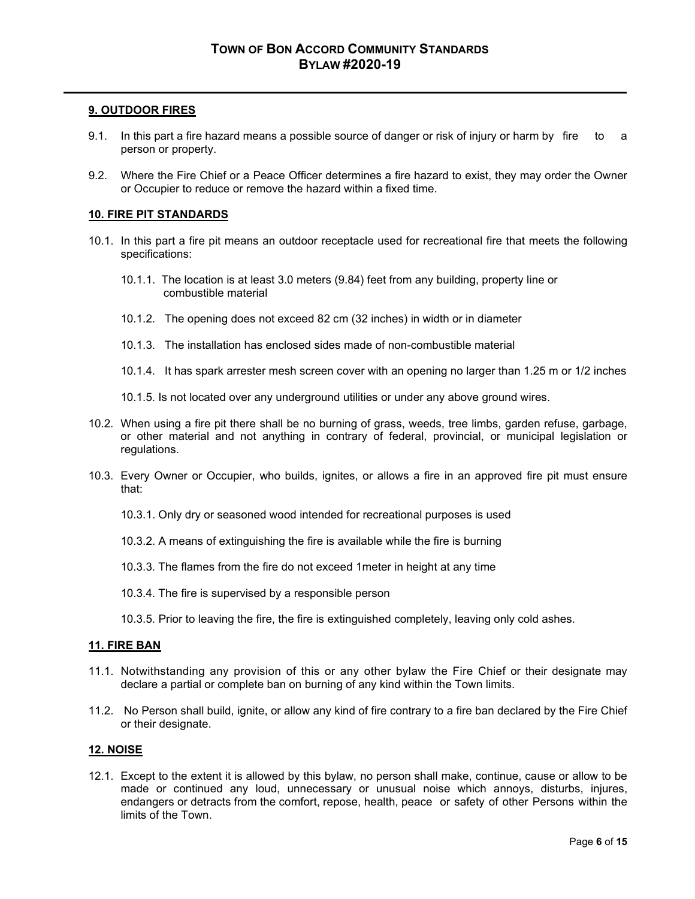## 9. OUTDOOR FIRES

9.1. In this part a fire hazard means a possible source of danger or risk of injury or harm by fire to a person or property.

9.2. Where the Fire Chief or a Peace Officer determines a fire hazard to exist, they may order the Owner or Occupier to reduce or remove the hazard within a fixed time.

## 10. FIRE PIT STANDARDS

10.1. In this part a fire pit means an outdoor receptacle used for recreational fire that meets the following specifications:

10.1.1. The location is at least 3.0 meters (9.84) feet from any building, property line or combustible material

10.1.2. The opening does not exceed 82 cm (32 inches) in width or in diameter

10.1.3. The installation has enclosed sides made of non-combustible material

10.1.4. It has spark arrester mesh screen cover with an opening no larger than 1.25 m or 1/2 inches

10.1.5. Is not located over any underground utilities or under any above ground wires.

10.2. When using a fire pit there shall be no burning of grass, weeds, tree limbs, garden refuse, garbage, or other material and not anything in contrary of federal, provincial, or municipal legislation or regulations.

10.3. Every Owner or Occupier, who builds, ignites, or allows a fire in an approved fire pit must ensure that:

10.3.1. Only dry or seasoned wood intended for recreational purposes is used

10.3.2. A means of extinguishing the fire is available while the fire is burning

10.3.3. The flames from the fire do not exceed 1meter in height at any time

10.3.4. The fire is supervised by a responsible person

10.3.5. Prior to leaving the fire, the fire is extinguished completely, leaving only cold ashes.

## 11. FIRE BAN

11.1. Notwithstanding any provision of this or any other bylaw the Fire Chief or their designate may declare a partial or complete ban on burning of any kind within the Town limits.

11.2. No Person shall build, ignite, or allow any kind of fire contrary to a fire ban declared by the Fire Chief or their designate.

## 12. NOISE

12.1. Except to the extent it is allowed by this bylaw, no person shall make, continue, cause or allow to be made or continued any loud, unnecessary or unusual noise which annoys, disturbs, injures, endangers or detracts from the comfort, repose, health, peace or safety of other Persons within the limits of the Town.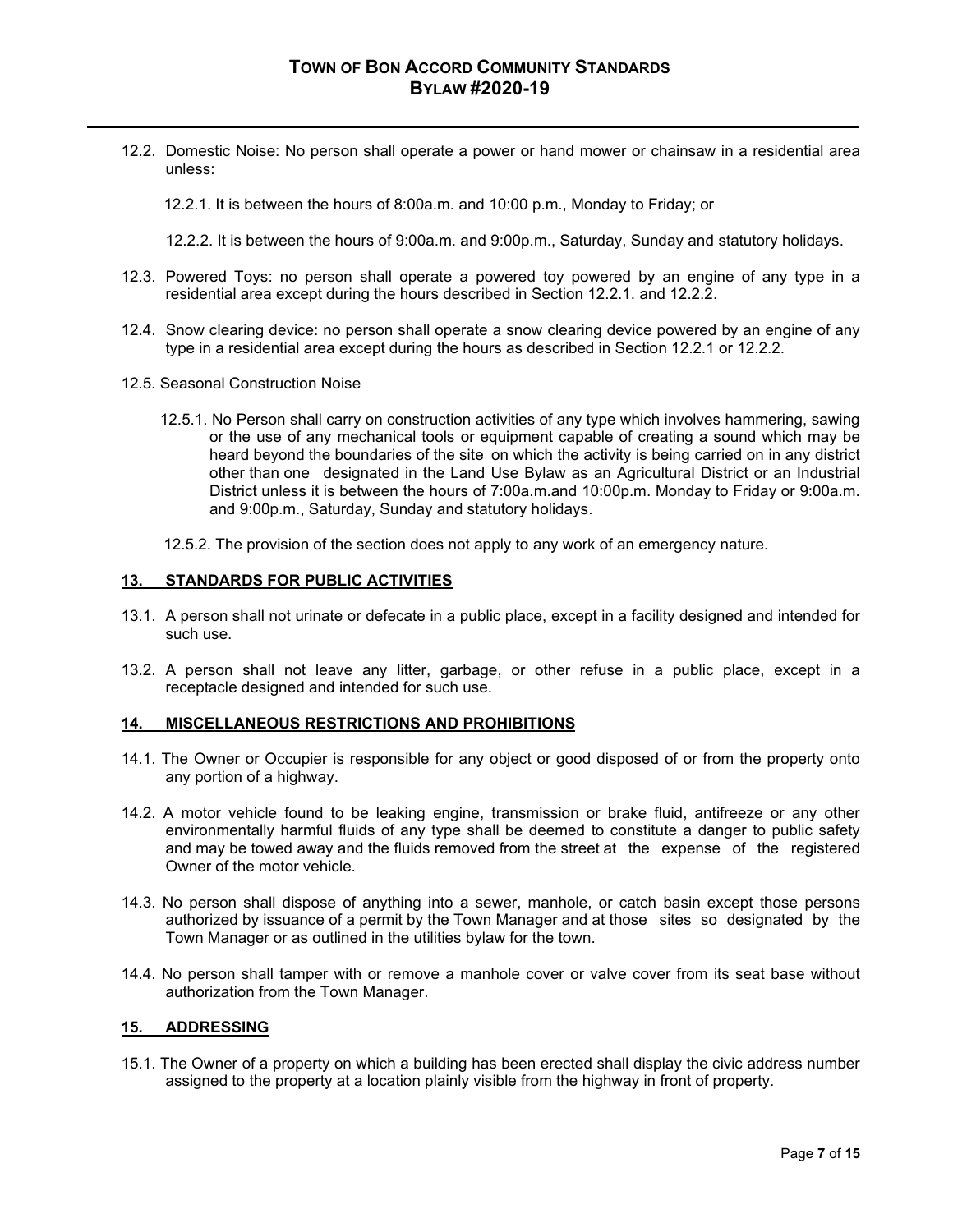12.2. Domestic Noise: No person shall operate a power or hand mower or chainsaw in a residential area unless:

12.2.1. It is between the hours of 8:00a.m. and 10:00 p.m., Monday to Friday; or

12.2.2. It is between the hours of 9:00a.m. and 9:00p.m., Saturday, Sunday and statutory holidays.

12.3. Powered Toys: no person shall operate a powered toy powered by an engine of any type in a residential area except during the hours described in Section 12.2.1. and 12.2.2.

12.4. Snow clearing device: no person shall operate a snow clearing device powered by an engine of any type in a residential area except during the hours as described in Section 12.2.1 or 12.2.2.

12.5. Seasonal Construction Noise

12.5.1. No Person shall carry on construction activities of any type which involves hammering, sawing or the use of any mechanical tools or equipment capable of creating a sound which may be heard beyond the boundaries of the site on which the activity is being carried on in any district other than one designated in the Land Use Bylaw as an Agricultural District or an Industrial District unless it is between the hours of 7:00a.m.and 10:00p.m. Monday to Friday or 9:00a.m. and 9:00p.m., Saturday, Sunday and statutory holidays.

12.5.2. The provision of the section does not apply to any work of an emergency nature.

## 13. STANDARDS FOR PUBLIC ACTIVITIES

13.1. A person shall not urinate or defecate in a public place, except in a facility designed and intended for such use.

13.2. A person shall not leave any litter, garbage, or other refuse in a public place, except in a receptacle designed and intended for such use.

## 14. MISCELLANEOUS RESTRICTIONS AND PROHIBITIONS

14.1. The Owner or Occupier is responsible for any object or good disposed of or from the property onto any portion of a highway.

14.2. A motor vehicle found to be leaking engine, transmission or brake fluid, antifreeze or any other environmentally harmful fluids of any type shall be deemed to constitute a danger to public safety and may be towed away and the fluids removed from the street at the expense of the registered Owner of the motor vehicle.

14.3. No person shall dispose of anything into a sewer, manhole, or catch basin except those persons authorized by issuance of a permit by the Town Manager and at those sites so designated by the Town Manager or as outlined in the utilities bylaw for the town.

14.4. No person shall tamper with or remove a manhole cover or valve cover from its seat base without authorization from the Town Manager.

## 15. ADDRESSING

15.1. The Owner of a property on which a building has been erected shall display the civic address number assigned to the property at a location plainly visible from the highway in front of property.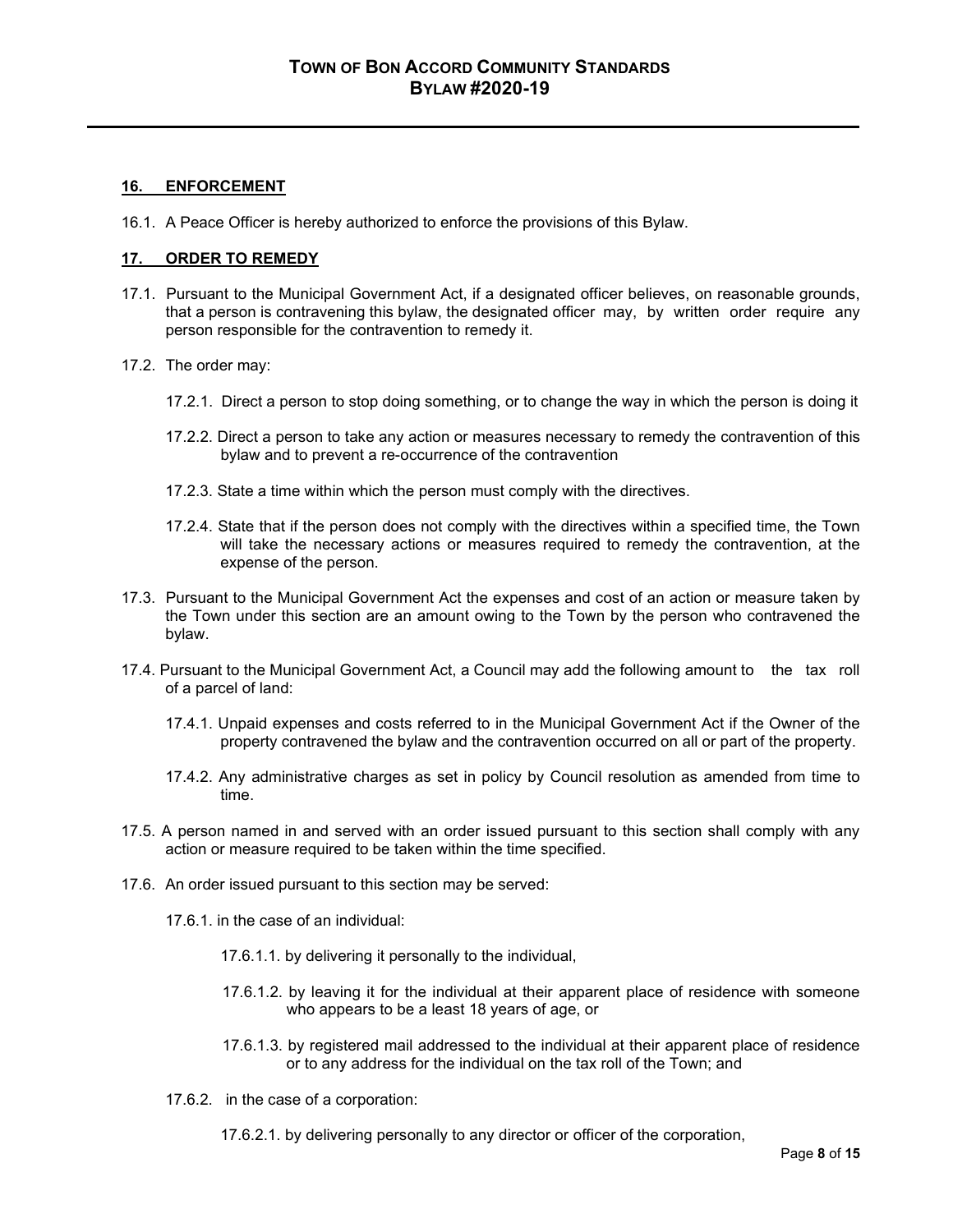## 16. ENFORCEMENT

16.1. A Peace Officer is hereby authorized to enforce the provisions of this Bylaw.

## 17. ORDER TO REMEDY

17.1. Pursuant to the Municipal Government Act, if a designated officer believes, on reasonable grounds, that a person is contravening this bylaw, the designated officer may, by written order require any person responsible for the contravention to remedy it.

17.2. The order may:

17.2.1. Direct a person to stop doing something, or to change the way in which the person is doing it

17.2.2. Direct a person to take any action or measures necessary to remedy the contravention of this bylaw and to prevent a re-occurrence of the contravention

17.2.3. State a time within which the person must comply with the directives.

17.2.4. State that if the person does not comply with the directives within a specified time, the Town will take the necessary actions or measures required to remedy the contravention, at the expense of the person.

17.3. Pursuant to the Municipal Government Act the expenses and cost of an action or measure taken by the Town under this section are an amount owing to the Town by the person who contravened the bylaw.

17.4. Pursuant to the Municipal Government Act, a Council may add the following amount to the tax roll of a parcel of land:

17.4.1. Unpaid expenses and costs referred to in the Municipal Government Act if the Owner of the property contravened the bylaw and the contravention occurred on all or part of the property.

17.4.2. Any administrative charges as set in policy by Council resolution as amended from time to time.

17.5. A person named in and served with an order issued pursuant to this section shall comply with any action or measure required to be taken within the time specified.

17.6. An order issued pursuant to this section may be served:

17.6.1. in the case of an individual:

17.6.1.1. by delivering it personally to the individual,

17.6.1.2. by leaving it for the individual at their apparent place of residence with someone who appears to be a least 18 years of age, or

17.6.1.3. by registered mail addressed to the individual at their apparent place of residence or to any address for the individual on the tax roll of the Town; and

17.6.2. in the case of a corporation:

17.6.2.1. by delivering personally to any director or officer of the corporation,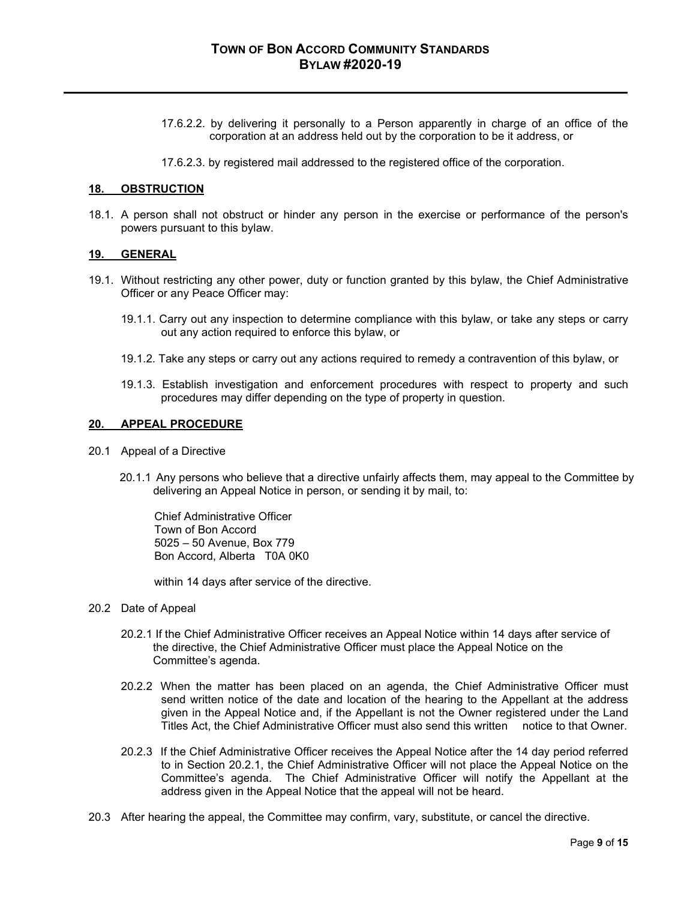17.6.2.2. by delivering it personally to a Person apparently in charge of an office of the corporation at an address held out by the corporation to be it address, or

17.6.2.3. by registered mail addressed to the registered office of the corporation.

## 18. OBSTRUCTION

18.1. A person shall not obstruct or hinder any person in the exercise or performance of the person's powers pursuant to this bylaw.

## 19. GENERAL

19.1. Without restricting any other power, duty or function granted by this bylaw, the Chief Administrative Officer or any Peace Officer may:

19.1.1. Carry out any inspection to determine compliance with this bylaw, or take any steps or carry out any action required to enforce this bylaw, or

19.1.2. Take any steps or carry out any actions required to remedy a contravention of this bylaw, or

19.1.3. Establish investigation and enforcement procedures with respect to property and such procedures may differ depending on the type of property in question.

## 20. APPEAL PROCEDURE

20.1 Appeal of a Directive

20.1.1 Any persons who believe that a directive unfairly affects them, may appeal to the Committee by delivering an Appeal Notice in person, or sending it by mail, to:

Chief Administrative Officer
Town of Bon Accord
5025 – 50 Avenue, Box 779
Bon Accord, Alberta T0A 0K0

within 14 days after service of the directive.

20.2 Date of Appeal

20.2.1 If the Chief Administrative Officer receives an Appeal Notice within 14 days after service of the directive, the Chief Administrative Officer must place the Appeal Notice on the Committee's agenda.

20.2.2 When the matter has been placed on an agenda, the Chief Administrative Officer must send written notice of the date and location of the hearing to the Appellant at the address given in the Appeal Notice and, if the Appellant is not the Owner registered under the Land Titles Act, the Chief Administrative Officer must also send this written notice to that Owner.

20.2.3 If the Chief Administrative Officer receives the Appeal Notice after the 14 day period referred to in Section 20.2.1, the Chief Administrative Officer will not place the Appeal Notice on the Committee's agenda. The Chief Administrative Officer will notify the Appellant at the address given in the Appeal Notice that the appeal will not be heard.

20.3 After hearing the appeal, the Committee may confirm, vary, substitute, or cancel the directive.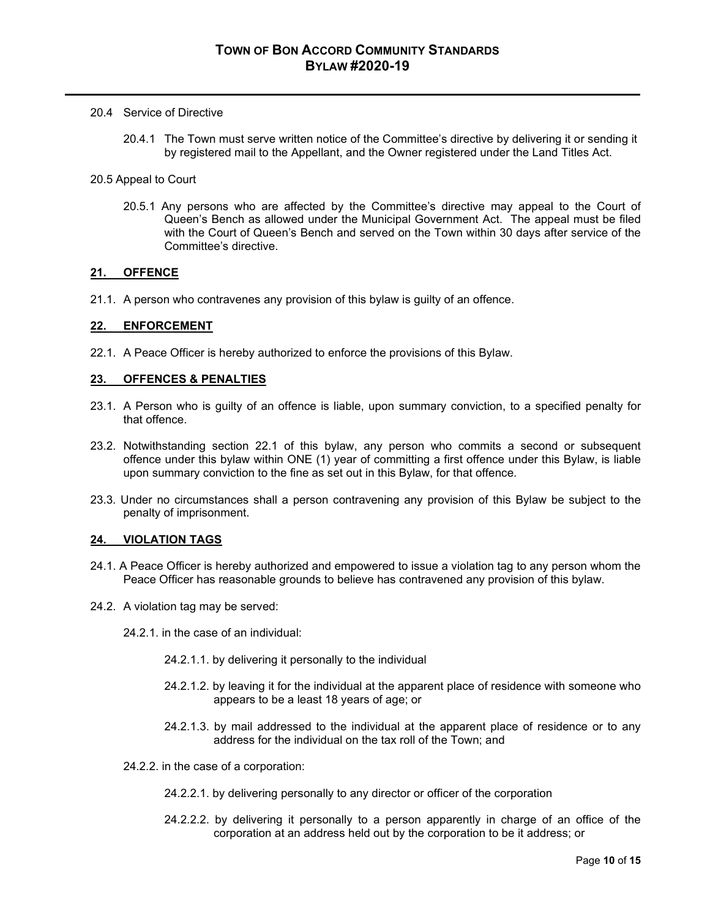20.4 Service of Directive

20.4.1 The Town must serve written notice of the Committee's directive by delivering it or sending it by registered mail to the Appellant, and the Owner registered under the Land Titles Act.

20.5 Appeal to Court

20.5.1 Any persons who are affected by the Committee's directive may appeal to the Court of Queen's Bench as allowed under the Municipal Government Act. The appeal must be filed with the Court of Queen's Bench and served on the Town within 30 days after service of the Committee's directive.

## 21. OFFENCE

21.1. A person who contravenes any provision of this bylaw is guilty of an offence.

## 22. ENFORCEMENT

22.1. A Peace Officer is hereby authorized to enforce the provisions of this Bylaw.

## 23. OFFENCES & PENALTIES

23.1. A Person who is guilty of an offence is liable, upon summary conviction, to a specified penalty for that offence.

23.2. Notwithstanding section 22.1 of this bylaw, any person who commits a second or subsequent offence under this bylaw within ONE (1) year of committing a first offence under this Bylaw, is liable upon summary conviction to the fine as set out in this Bylaw, for that offence.

23.3. Under no circumstances shall a person contravening any provision of this Bylaw be subject to the penalty of imprisonment.

## 24. VIOLATION TAGS

24.1. A Peace Officer is hereby authorized and empowered to issue a violation tag to any person whom the Peace Officer has reasonable grounds to believe has contravened any provision of this bylaw.

24.2. A violation tag may be served:

24.2.1. in the case of an individual:

24.2.1.1. by delivering it personally to the individual

24.2.1.2. by leaving it for the individual at the apparent place of residence with someone who appears to be a least 18 years of age; or

24.2.1.3. by mail addressed to the individual at the apparent place of residence or to any address for the individual on the tax roll of the Town; and

24.2.2. in the case of a corporation:

24.2.2.1. by delivering personally to any director or officer of the corporation

24.2.2.2. by delivering it personally to a person apparently in charge of an office of the corporation at an address held out by the corporation to be it address; or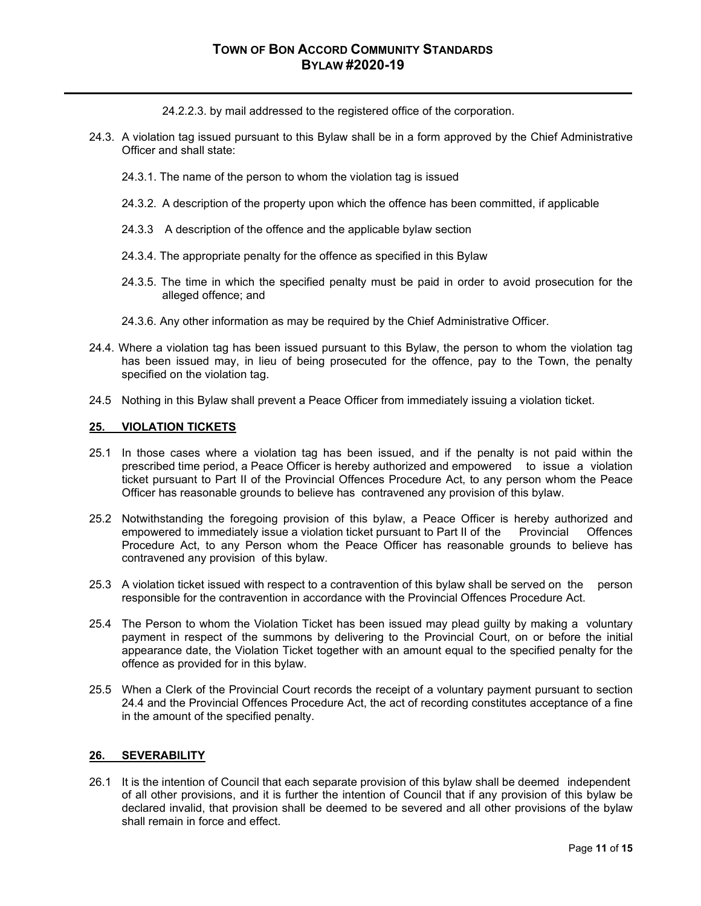24.2.2.3. by mail addressed to the registered office of the corporation.

24.3. A violation tag issued pursuant to this Bylaw shall be in a form approved by the Chief Administrative Officer and shall state:

24.3.1. The name of the person to whom the violation tag is issued

24.3.2. A description of the property upon which the offence has been committed, if applicable

24.3.3 A description of the offence and the applicable bylaw section

24.3.4. The appropriate penalty for the offence as specified in this Bylaw

24.3.5. The time in which the specified penalty must be paid in order to avoid prosecution for the alleged offence; and

24.3.6. Any other information as may be required by the Chief Administrative Officer.

24.4. Where a violation tag has been issued pursuant to this Bylaw, the person to whom the violation tag has been issued may, in lieu of being prosecuted for the offence, pay to the Town, the penalty specified on the violation tag.

24.5 Nothing in this Bylaw shall prevent a Peace Officer from immediately issuing a violation ticket.

## 25. VIOLATION TICKETS

25.1 In those cases where a violation tag has been issued, and if the penalty is not paid within the prescribed time period, a Peace Officer is hereby authorized and empowered to issue a violation ticket pursuant to Part II of the Provincial Offences Procedure Act, to any person whom the Peace Officer has reasonable grounds to believe has contravened any provision of this bylaw.

25.2 Notwithstanding the foregoing provision of this bylaw, a Peace Officer is hereby authorized and empowered to immediately issue a violation ticket pursuant to Part II of the Provincial Offences Procedure Act, to any Person whom the Peace Officer has reasonable grounds to believe has contravened any provision of this bylaw.

25.3 A violation ticket issued with respect to a contravention of this bylaw shall be served on the person responsible for the contravention in accordance with the Provincial Offences Procedure Act.

25.4 The Person to whom the Violation Ticket has been issued may plead guilty by making a voluntary payment in respect of the summons by delivering to the Provincial Court, on or before the initial appearance date, the Violation Ticket together with an amount equal to the specified penalty for the offence as provided for in this bylaw.

25.5 When a Clerk of the Provincial Court records the receipt of a voluntary payment pursuant to section 24.4 and the Provincial Offences Procedure Act, the act of recording constitutes acceptance of a fine in the amount of the specified penalty.

## 26. SEVERABILITY

26.1 It is the intention of Council that each separate provision of this bylaw shall be deemed independent of all other provisions, and it is further the intention of Council that if any provision of this bylaw be declared invalid, that provision shall be deemed to be severed and all other provisions of the bylaw shall remain in force and effect.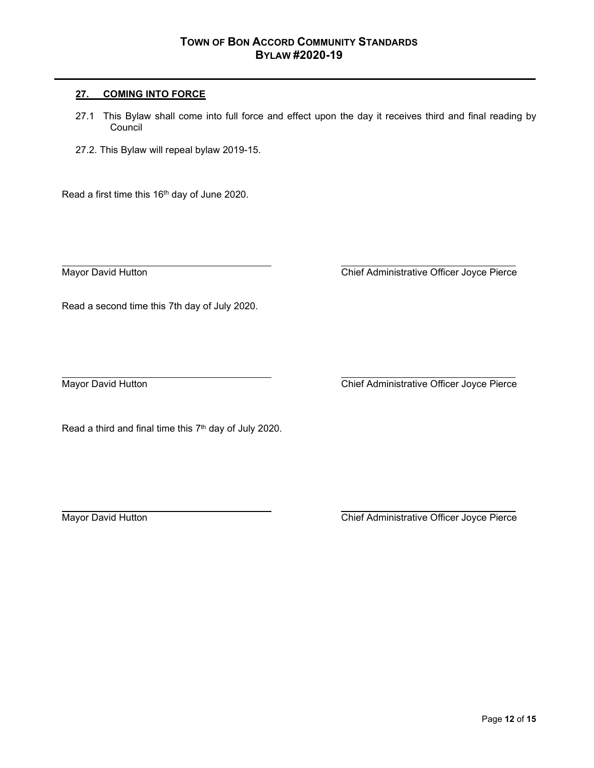## 27. COMING INTO FORCE

27.1 This Bylaw shall come into full force and effect upon the day it receives third and final reading by Council

27.2. This Bylaw will repeal bylaw 2019-15.

Read a first time this 16th day of June 2020.

Mayor David Hutton — Chief Administrative Officer Joyce Pierce

Read a second time this 7th day of July 2020.

Mayor David Hutton — Chief Administrative Officer Joyce Pierce

Read a third and final time this 7th day of July 2020.

Mayor David Hutton — Chief Administrative Officer Joyce Pierce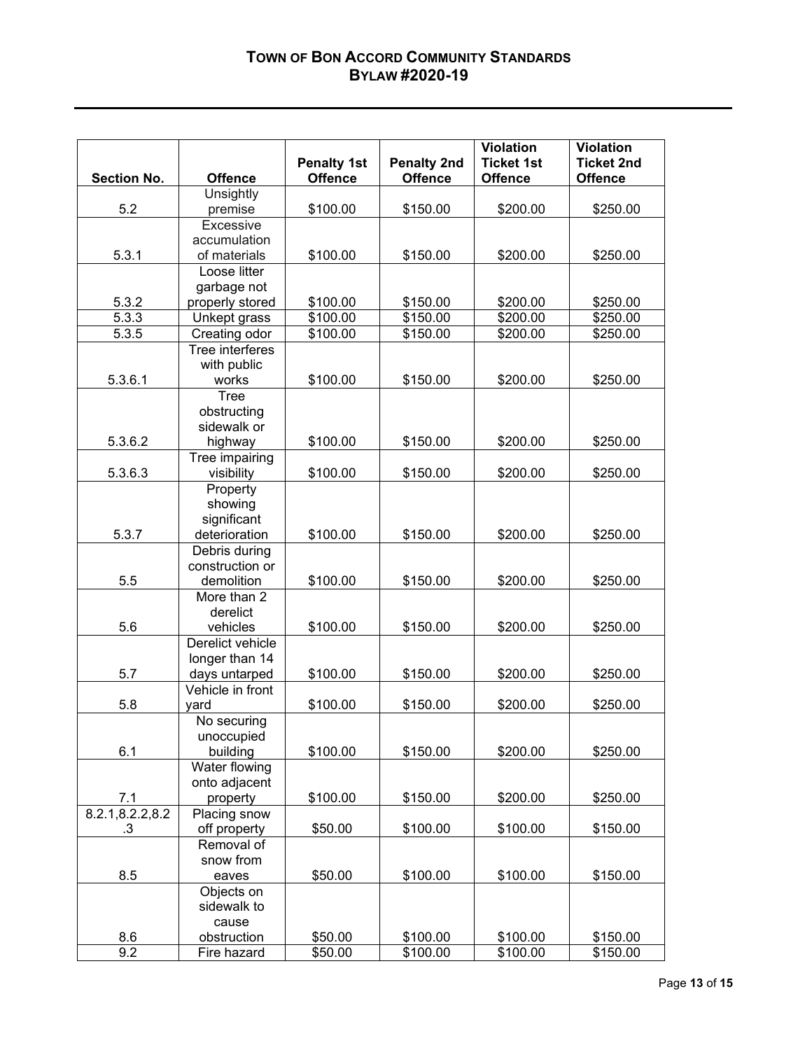| Section No. | Offence | Penalty 1st Offence | Penalty 2nd Offence | Violation Ticket 1st Offence | Violation Ticket 2nd Offence |
|---|---|---|---|---|---|
| 5.2 | Unsightly premise | $100.00 | $150.00 | $200.00 | $250.00 |
| 5.3.1 | Excessive accumulation of materials | $100.00 | $150.00 | $200.00 | $250.00 |
| 5.3.2 | Loose litter garbage not properly stored | $100.00 | $150.00 | $200.00 | $250.00 |
| 5.3.3 | Unkept grass | $100.00 | $150.00 | $200.00 | $250.00 |
| 5.3.5 | Creating odor | $100.00 | $150.00 | $200.00 | $250.00 |
| 5.3.6.1 | Tree interferes with public works | $100.00 | $150.00 | $200.00 | $250.00 |
| 5.3.6.2 | Tree obstructing sidewalk or highway | $100.00 | $150.00 | $200.00 | $250.00 |
| 5.3.6.3 | Tree impairing visibility | $100.00 | $150.00 | $200.00 | $250.00 |
| 5.3.7 | Property showing significant deterioration | $100.00 | $150.00 | $200.00 | $250.00 |
| 5.5 | Debris during construction or demolition | $100.00 | $150.00 | $200.00 | $250.00 |
| 5.6 | More than 2 derelict vehicles | $100.00 | $150.00 | $200.00 | $250.00 |
| 5.7 | Derelict vehicle longer than 14 days untarped | $100.00 | $150.00 | $200.00 | $250.00 |
| 5.8 | Vehicle in front yard | $100.00 | $150.00 | $200.00 | $250.00 |
| 6.1 | No securing unoccupied building | $100.00 | $150.00 | $200.00 | $250.00 |
| 7.1 | Water flowing onto adjacent property | $100.00 | $150.00 | $200.00 | $250.00 |
| 8.2.1,8.2.2,8.2.3 | Placing snow off property | $50.00 | $100.00 | $100.00 | $150.00 |
| 8.5 | Removal of snow from eaves | $50.00 | $100.00 | $100.00 | $150.00 |
| 8.6 | Objects on sidewalk to cause obstruction | $50.00 | $100.00 | $100.00 | $150.00 |
| 9.2 | Fire hazard | $50.00 | $100.00 | $100.00 | $150.00 |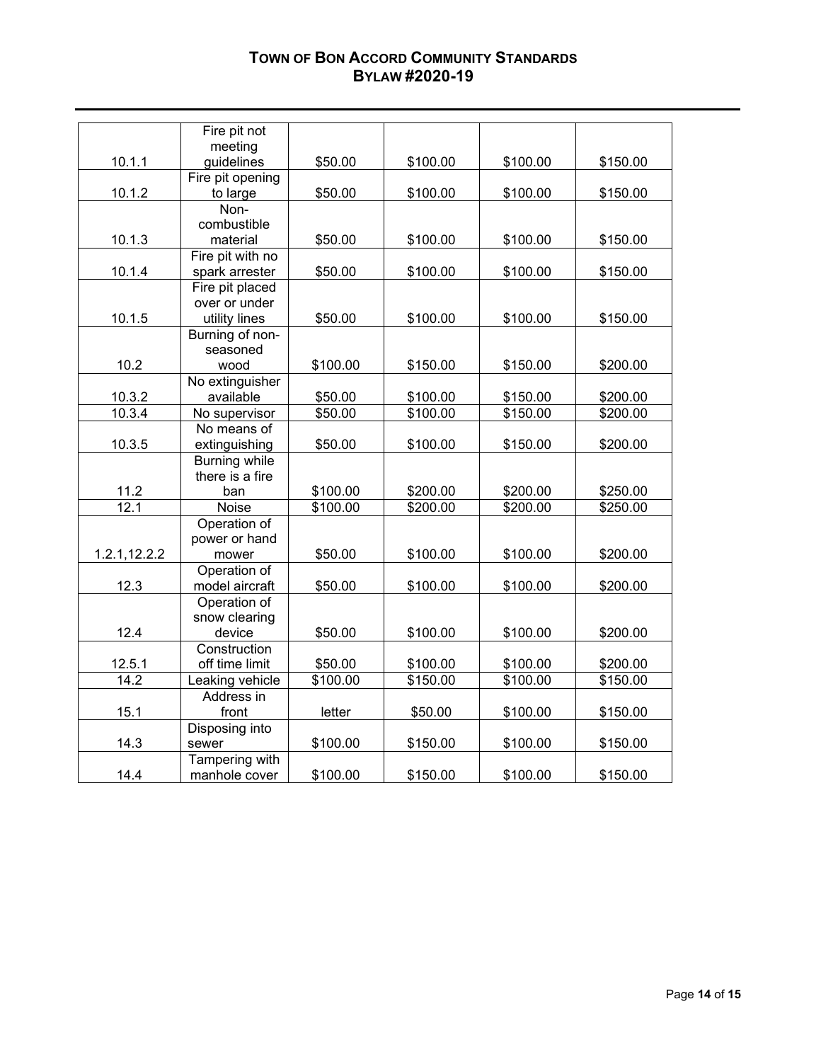| | | | | | |
|---|---|---|---|---|---|
| 10.1.1 | Fire pit not meeting guidelines | $50.00 | $100.00 | $100.00 | $150.00 |
| 10.1.2 | Fire pit opening to large | $50.00 | $100.00 | $100.00 | $150.00 |
| 10.1.3 | Non-combustible material | $50.00 | $100.00 | $100.00 | $150.00 |
| 10.1.4 | Fire pit with no spark arrester | $50.00 | $100.00 | $100.00 | $150.00 |
| 10.1.5 | Fire pit placed over or under utility lines | $50.00 | $100.00 | $100.00 | $150.00 |
| 10.2 | Burning of non-seasoned wood | $100.00 | $150.00 | $150.00 | $200.00 |
| 10.3.2 | No extinguisher available | $50.00 | $100.00 | $150.00 | $200.00 |
| 10.3.4 | No supervisor | $50.00 | $100.00 | $150.00 | $200.00 |
| 10.3.5 | No means of extinguishing | $50.00 | $100.00 | $150.00 | $200.00 |
| 11.2 | Burning while there is a fire ban | $100.00 | $200.00 | $200.00 | $250.00 |
| 12.1 | Noise | $100.00 | $200.00 | $200.00 | $250.00 |
| 1.2.1,12.2.2 | Operation of power or hand mower | $50.00 | $100.00 | $100.00 | $200.00 |
| 12.3 | Operation of model aircraft | $50.00 | $100.00 | $100.00 | $200.00 |
| 12.4 | Operation of snow clearing device | $50.00 | $100.00 | $100.00 | $200.00 |
| 12.5.1 | Construction off time limit | $50.00 | $100.00 | $100.00 | $200.00 |
| 14.2 | Leaking vehicle | $100.00 | $150.00 | $100.00 | $150.00 |
| 15.1 | Address in front | letter | $50.00 | $100.00 | $150.00 |
| 14.3 | Disposing into sewer | $100.00 | $150.00 | $100.00 | $150.00 |
| 14.4 | Tampering with manhole cover | $100.00 | $150.00 | $100.00 | $150.00 |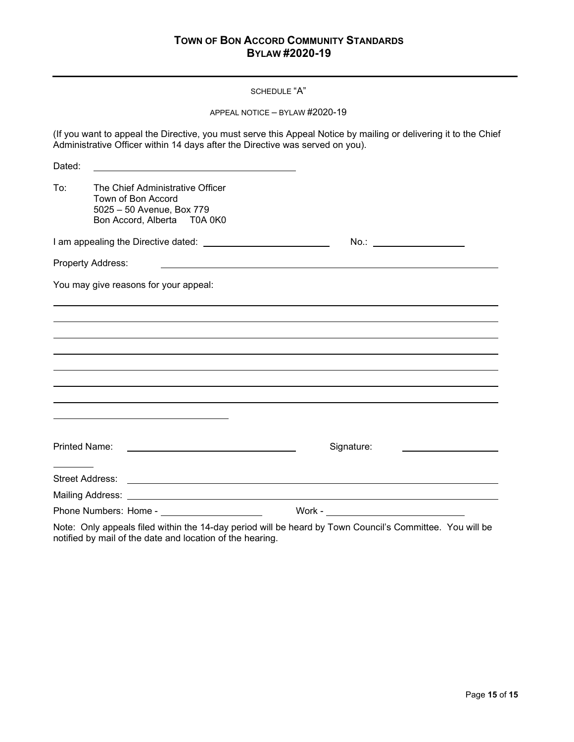SCHEDULE "A"

APPEAL NOTICE – BYLAW #2020-19

(If you want to appeal the Directive, you must serve this Appeal Notice by mailing or delivering it to the Chief Administrative Officer within 14 days after the Directive was served on you).

Dated: ______________________________

To: The Chief Administrative Officer
Town of Bon Accord
5025 – 50 Avenue, Box 779
Bon Accord, Alberta T0A 0K0

I am appealing the Directive dated: ____________________ No.: ______________

Property Address: ______________________________________________

You may give reasons for your appeal:

______________________________________________________________________

______________________________________________________________________

______________________________________________________________________

______________________________________________________________________

______________________________________________________________________

______________________________________________________________________

______________________________________________________________________

__________________________

Printed Name: ______________________ Signature: ______________

Street Address: ______________________________________________

Mailing Address: ______________________________________________

Phone Numbers: Home - ______________ Work - ____________________

Note: Only appeals filed within the 14-day period will be heard by Town Council's Committee. You will be notified by mail of the date and location of the hearing.